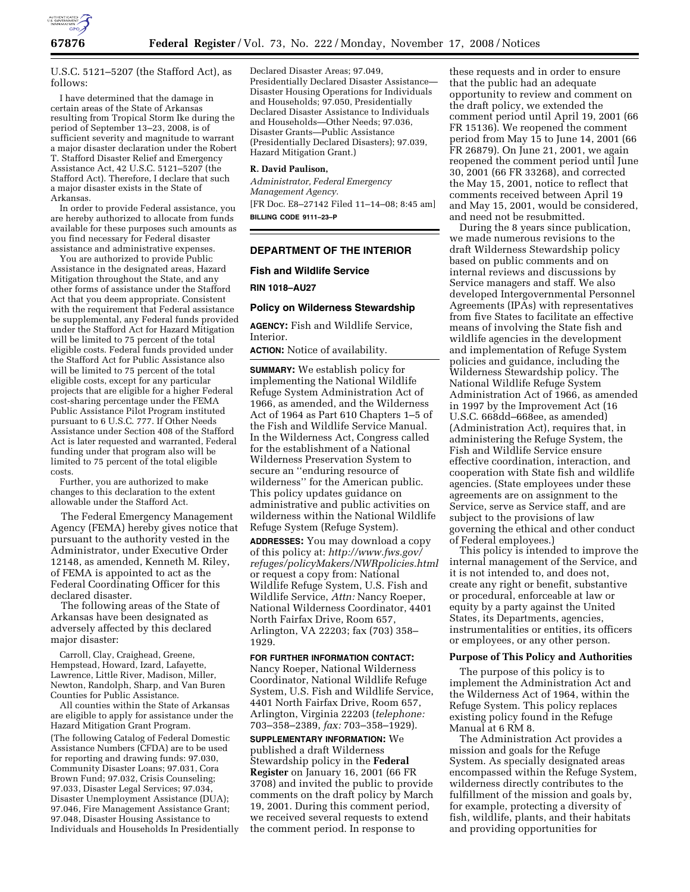U.S.C. 5121–5207 (the Stafford Act), as follows:

I have determined that the damage in certain areas of the State of Arkansas resulting from Tropical Storm Ike during the period of September 13–23, 2008, is of sufficient severity and magnitude to warrant a major disaster declaration under the Robert T. Stafford Disaster Relief and Emergency Assistance Act, 42 U.S.C. 5121–5207 (the Stafford Act). Therefore, I declare that such a major disaster exists in the State of Arkansas.

In order to provide Federal assistance, you are hereby authorized to allocate from funds available for these purposes such amounts as you find necessary for Federal disaster assistance and administrative expenses.

You are authorized to provide Public Assistance in the designated areas, Hazard Mitigation throughout the State, and any other forms of assistance under the Stafford Act that you deem appropriate. Consistent with the requirement that Federal assistance be supplemental, any Federal funds provided under the Stafford Act for Hazard Mitigation will be limited to 75 percent of the total eligible costs. Federal funds provided under the Stafford Act for Public Assistance also will be limited to 75 percent of the total eligible costs, except for any particular projects that are eligible for a higher Federal cost-sharing percentage under the FEMA Public Assistance Pilot Program instituted pursuant to 6 U.S.C. 777. If Other Needs Assistance under Section 408 of the Stafford Act is later requested and warranted, Federal funding under that program also will be limited to 75 percent of the total eligible costs.

Further, you are authorized to make changes to this declaration to the extent allowable under the Stafford Act.

The Federal Emergency Management Agency (FEMA) hereby gives notice that pursuant to the authority vested in the Administrator, under Executive Order 12148, as amended, Kenneth M. Riley, of FEMA is appointed to act as the Federal Coordinating Officer for this declared disaster.

The following areas of the State of Arkansas have been designated as adversely affected by this declared major disaster:

Carroll, Clay, Craighead, Greene, Hempstead, Howard, Izard, Lafayette, Lawrence, Little River, Madison, Miller, Newton, Randolph, Sharp, and Van Buren Counties for Public Assistance.

All counties within the State of Arkansas are eligible to apply for assistance under the Hazard Mitigation Grant Program.

(The following Catalog of Federal Domestic Assistance Numbers (CFDA) are to be used for reporting and drawing funds: 97.030, Community Disaster Loans; 97.031, Cora Brown Fund; 97.032, Crisis Counseling; 97.033, Disaster Legal Services; 97.034, Disaster Unemployment Assistance (DUA); 97.046, Fire Management Assistance Grant; 97.048, Disaster Housing Assistance to Individuals and Households In Presidentially Declared Disaster Areas; 97.049, Presidentially Declared Disaster Assistance—Disaster Housing Operations for Individuals and Households; 97.050, Presidentially Declared Disaster Assistance to Individuals and Households—Other Needs; 97.036, Disaster Grants—Public Assistance (Presidentially Declared Disasters); 97.039, Hazard Mitigation Grant.)

**R. David Paulison,**

*Administrator, Federal Emergency Management Agency.*

[FR Doc. E8–27142 Filed 11–14–08; 8:45 am]

**BILLING CODE 9111–23–P**

## DEPARTMENT OF THE INTERIOR

### Fish and Wildlife Service

**RIN 1018–AU27**

### Policy on Wilderness Stewardship

**AGENCY:** Fish and Wildlife Service, Interior.

**ACTION:** Notice of availability.

**SUMMARY:** We establish policy for implementing the National Wildlife Refuge System Administration Act of 1966, as amended, and the Wilderness Act of 1964 as Part 610 Chapters 1–5 of the Fish and Wildlife Service Manual. In the Wilderness Act, Congress called for the establishment of a National Wilderness Preservation System to secure an "enduring resource of wilderness" for the American public. This policy updates guidance on administrative and public activities on wilderness within the National Wildlife Refuge System (Refuge System).

**ADDRESSES:** You may download a copy of this policy at: *http://www.fws.gov/refuges/policyMakers/NWRpolicies.html* or request a copy from: National Wildlife Refuge System, U.S. Fish and Wildlife Service, *Attn:* Nancy Roeper, National Wilderness Coordinator, 4401 North Fairfax Drive, Room 657, Arlington, VA 22203; fax (703) 358–1929.

**FOR FURTHER INFORMATION CONTACT:** Nancy Roeper, National Wilderness Coordinator, National Wildlife Refuge System, U.S. Fish and Wildlife Service, 4401 North Fairfax Drive, Room 657, Arlington, Virginia 22203 (*telephone:* 703–358–2389, *fax:* 703–358–1929).

**SUPPLEMENTARY INFORMATION:** We published a draft Wilderness Stewardship policy in the **Federal Register** on January 16, 2001 (66 FR 3708) and invited the public to provide comments on the draft policy by March 19, 2001. During this comment period, we received several requests to extend the comment period. In response to these requests and in order to ensure that the public had an adequate opportunity to review and comment on the draft policy, we extended the comment period until April 19, 2001 (66 FR 15136). We reopened the comment period from May 15 to June 14, 2001 (66 FR 26879). On June 21, 2001, we again reopened the comment period until June 30, 2001 (66 FR 33268), and corrected the May 15, 2001, notice to reflect that comments received between April 19 and May 15, 2001, would be considered, and need not be resubmitted.

During the 8 years since publication, we made numerous revisions to the draft Wilderness Stewardship policy based on public comments and on internal reviews and discussions by Service managers and staff. We also developed Intergovernmental Personnel Agreements (IPAs) with representatives from five States to facilitate an effective means of involving the State fish and wildlife agencies in the development and implementation of Refuge System policies and guidance, including the Wilderness Stewardship policy. The National Wildlife Refuge System Administration Act of 1966, as amended in 1997 by the Improvement Act (16 U.S.C. 668dd–668ee, as amended) (Administration Act), requires that, in administering the Refuge System, the Fish and Wildlife Service ensure effective coordination, interaction, and cooperation with State fish and wildlife agencies. (State employees under these agreements are on assignment to the Service, serve as Service staff, and are subject to the provisions of law governing the ethical and other conduct of Federal employees.)

This policy is intended to improve the internal management of the Service, and it is not intended to, and does not, create any right or benefit, substantive or procedural, enforceable at law or equity by a party against the United States, its Departments, agencies, instrumentalities or entities, its officers or employees, or any other person.

#### Purpose of This Policy and Authorities

The purpose of this policy is to implement the Administration Act and the Wilderness Act of 1964, within the Refuge System. This policy replaces existing policy found in the Refuge Manual at 6 RM 8.

The Administration Act provides a mission and goals for the Refuge System. As specially designated areas encompassed within the Refuge System, wilderness directly contributes to the fulfillment of the mission and goals by, for example, protecting a diversity of fish, wildlife, plants, and their habitats and providing opportunities for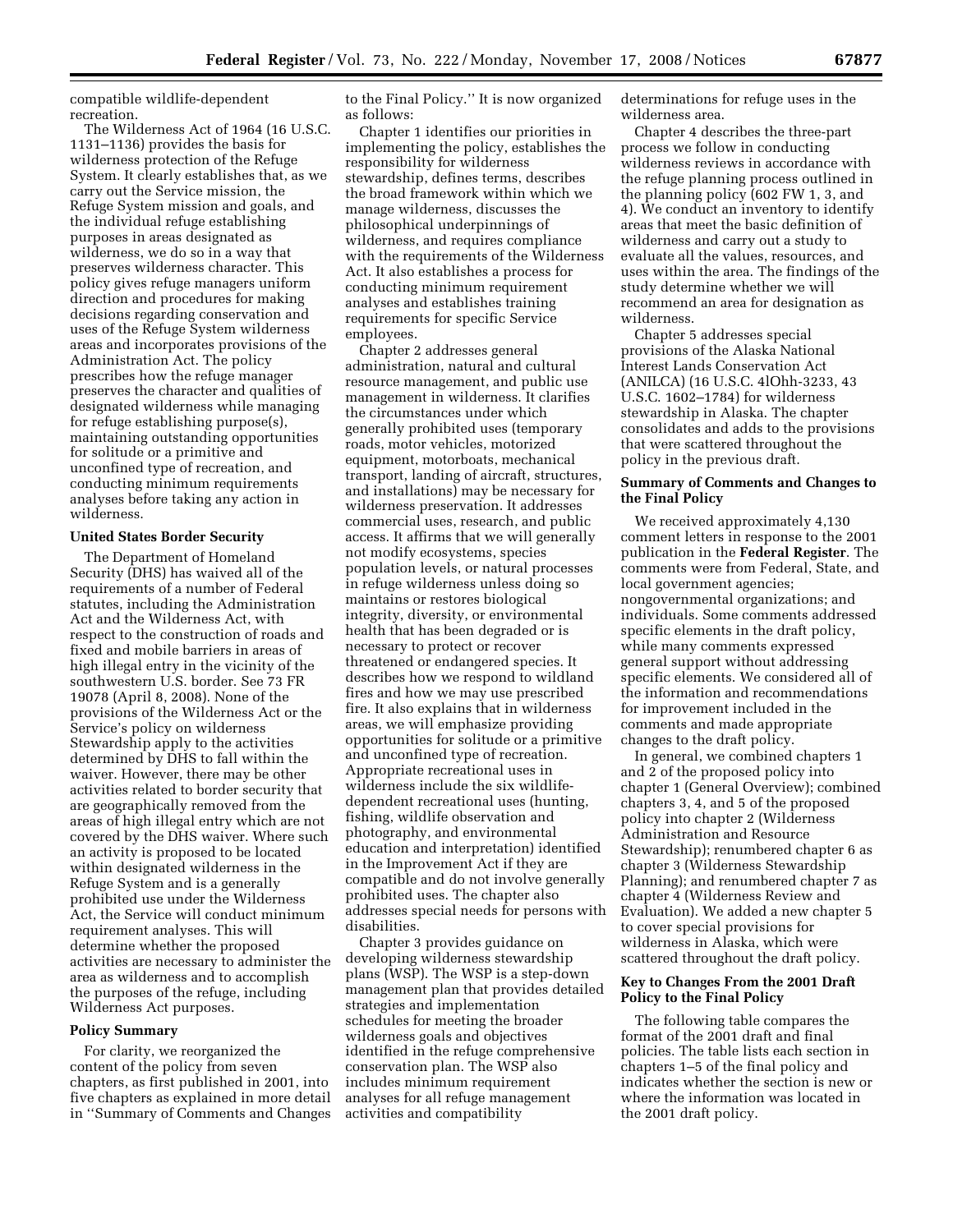compatible wildlife-dependent recreation.

The Wilderness Act of 1964 (16 U.S.C. 1131–1136) provides the basis for wilderness protection of the Refuge System. It clearly establishes that, as we carry out the Service mission, the Refuge System mission and goals, and the individual refuge establishing purposes in areas designated as wilderness, we do so in a way that preserves wilderness character. This policy gives refuge managers uniform direction and procedures for making decisions regarding conservation and uses of the Refuge System wilderness areas and incorporates provisions of the Administration Act. The policy prescribes how the refuge manager preserves the character and qualities of designated wilderness while managing for refuge establishing purpose(s), maintaining outstanding opportunities for solitude or a primitive and unconfined type of recreation, and conducting minimum requirements analyses before taking any action in wilderness.

### United States Border Security

The Department of Homeland Security (DHS) has waived all of the requirements of a number of Federal statutes, including the Administration Act and the Wilderness Act, with respect to the construction of roads and fixed and mobile barriers in areas of high illegal entry in the vicinity of the southwestern U.S. border. See 73 FR 19078 (April 8, 2008). None of the provisions of the Wilderness Act or the Service's policy on wilderness Stewardship apply to the activities determined by DHS to fall within the waiver. However, there may be other activities related to border security that are geographically removed from the areas of high illegal entry which are not covered by the DHS waiver. Where such an activity is proposed to be located within designated wilderness in the Refuge System and is a generally prohibited use under the Wilderness Act, the Service will conduct minimum requirement analyses. This will determine whether the proposed activities are necessary to administer the area as wilderness and to accomplish the purposes of the refuge, including Wilderness Act purposes.

### Policy Summary

For clarity, we reorganized the content of the policy from seven chapters, as first published in 2001, into five chapters as explained in more detail in ''Summary of Comments and Changes to the Final Policy.'' It is now organized as follows:

Chapter 1 identifies our priorities in implementing the policy, establishes the responsibility for wilderness stewardship, defines terms, describes the broad framework within which we manage wilderness, discusses the philosophical underpinnings of wilderness, and requires compliance with the requirements of the Wilderness Act. It also establishes a process for conducting minimum requirement analyses and establishes training requirements for specific Service employees.

Chapter 2 addresses general administration, natural and cultural resource management, and public use management in wilderness. It clarifies the circumstances under which generally prohibited uses (temporary roads, motor vehicles, motorized equipment, motorboats, mechanical transport, landing of aircraft, structures, and installations) may be necessary for wilderness preservation. It addresses commercial uses, research, and public access. It affirms that we will generally not modify ecosystems, species population levels, or natural processes in refuge wilderness unless doing so maintains or restores biological integrity, diversity, or environmental health that has been degraded or is necessary to protect or recover threatened or endangered species. It describes how we respond to wildland fires and how we may use prescribed fire. It also explains that in wilderness areas, we will emphasize providing opportunities for solitude or a primitive and unconfined type of recreation. Appropriate recreational uses in wilderness include the six wildlife-dependent recreational uses (hunting, fishing, wildlife observation and photography, and environmental education and interpretation) identified in the Improvement Act if they are compatible and do not involve generally prohibited uses. The chapter also addresses special needs for persons with disabilities.

Chapter 3 provides guidance on developing wilderness stewardship plans (WSP). The WSP is a step-down management plan that provides detailed strategies and implementation schedules for meeting the broader wilderness goals and objectives identified in the refuge comprehensive conservation plan. The WSP also includes minimum requirement analyses for all refuge management activities and compatibility determinations for refuge uses in the wilderness area.

Chapter 4 describes the three-part process we follow in conducting wilderness reviews in accordance with the refuge planning process outlined in the planning policy (602 FW 1, 3, and 4). We conduct an inventory to identify areas that meet the basic definition of wilderness and carry out a study to evaluate all the values, resources, and uses within the area. The findings of the study determine whether we will recommend an area for designation as wilderness.

Chapter 5 addresses special provisions of the Alaska National Interest Lands Conservation Act (ANILCA) (16 U.S.C. 41Ohh-3233, 43 U.S.C. 1602–1784) for wilderness stewardship in Alaska. The chapter consolidates and adds to the provisions that were scattered throughout the policy in the previous draft.

### Summary of Comments and Changes to the Final Policy

We received approximately 4,130 comment letters in response to the 2001 publication in the **Federal Register**. The comments were from Federal, State, and local government agencies; nongovernmental organizations; and individuals. Some comments addressed specific elements in the draft policy, while many comments expressed general support without addressing specific elements. We considered all of the information and recommendations for improvement included in the comments and made appropriate changes to the draft policy.

In general, we combined chapters 1 and 2 of the proposed policy into chapter 1 (General Overview); combined chapters 3, 4, and 5 of the proposed policy into chapter 2 (Wilderness Administration and Resource Stewardship); renumbered chapter 6 as chapter 3 (Wilderness Stewardship Planning); and renumbered chapter 7 as chapter 4 (Wilderness Review and Evaluation). We added a new chapter 5 to cover special provisions for wilderness in Alaska, which were scattered throughout the draft policy.

### Key to Changes From the 2001 Draft Policy to the Final Policy

The following table compares the format of the 2001 draft and final policies. The table lists each section in chapters 1–5 of the final policy and indicates whether the section is new or where the information was located in the 2001 draft policy.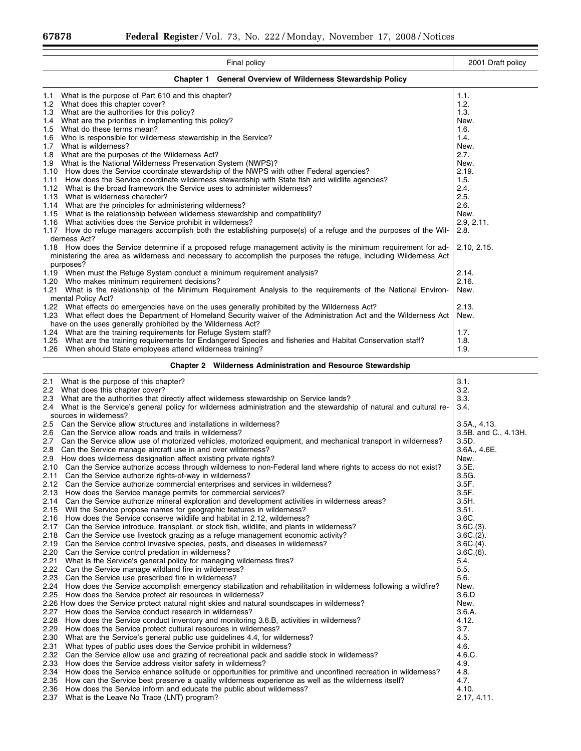| Final policy | 2001 Draft policy |
|---|---|
| **Chapter 1 General Overview of Wilderness Stewardship Policy** | |
| 1.1 What is the purpose of Part 610 and this chapter? | 1.1. |
| 1.2 What does this chapter cover? | 1.2. |
| 1.3 What are the authorities for this policy? | 1.3. |
| 1.4 What are the priorities in implementing this policy? | New. |
| 1.5 What do these terms mean? | 1.6. |
| 1.6 Who is responsible for wilderness stewardship in the Service? | 1.4. |
| 1.7 What is wilderness? | New. |
| 1.8 What are the purposes of the Wilderness Act? | 2.7. |
| 1.9 What is the National Wilderness Preservation System (NWPS)? | New. |
| 1.10 How does the Service coordinate stewardship of the NWPS with other Federal agencies? | 2.19. |
| 1.11 How does the Service coordinate wilderness stewardship with State fish arid wildlife agencies? | 1.5. |
| 1.12 What is the broad framework the Service uses to administer wilderness? | 2.4. |
| 1.13 What is wilderness character? | 2.5. |
| 1.14 What are the principles for administering wilderness? | 2.6. |
| 1.15 What is the relationship between wilderness stewardship and compatibility? | New. |
| 1.16 What activities does the Service prohibit in wilderness? | 2.9, 2.11. |
| 1.17 How do refuge managers accomplish both the establishing purpose(s) of a refuge and the purposes of the Wilderness Act? | 2.8. |
| 1.18 How does the Service determine if a proposed refuge management activity is the minimum requirement for administering the area as wilderness and necessary to accomplish the purposes the refuge, including Wilderness Act purposes? | 2.10, 2.15. |
| 1.19 When must the Refuge System conduct a minimum requirement analysis? | 2.14. |
| 1.20 Who makes minimum requirement decisions? | 2.16. |
| 1.21 What is the relationship of the Minimum Requirement Analysis to the requirements of the National Environmental Policy Act? | New. |
| 1.22 What effects do emergencies have on the uses generally prohibited by the Wilderness Act? | 2.13. |
| 1.23 What effect does the Department of Homeland Security waiver of the Administration Act and the Wilderness Act have on the uses generally prohibited by the Wilderness Act? | New. |
| 1.24 What are the training requirements for Refuge System staff? | 1.7. |
| 1.25 What are the training requirements for Endangered Species and fisheries and Habitat Conservation staff? | 1.8. |
| 1.26 When should State employees attend wilderness training? | 1.9. |
| **Chapter 2 Wilderness Administration and Resource Stewardship** | |
| 2.1 What is the purpose of this chapter? | 3.1. |
| 2.2 What does this chapter cover? | 3.2. |
| 2.3 What are the authorities that directly affect wilderness stewardship on Service lands? | 3.3. |
| 2.4 What is the Service's general policy for wilderness administration and the stewardship of natural and cultural resources in wilderness? | 3.4. |
| 2.5 Can the Service allow structures and installations in wilderness? | 3.5A., 4.13. |
| 2.6 Can the Service allow roads and trails in wilderness? | 3.5B. and C., 4.13H. |
| 2.7 Can the Service allow use of motorized vehicles, motorized equipment, and mechanical transport in wilderness? | 3.5D. |
| 2.8 Can the Service manage aircraft use in and over wilderness? | 3.6A., 4.6E. |
| 2.9 How does wilderness designation affect existing private rights? | New. |
| 2.10 Can the Service authorize access through wilderness to non-Federal land where rights to access do not exist? | 3.5E. |
| 2.11 Can the Service authorize rights-of-way in wilderness? | 3.5G. |
| 2.12 Can the Service authorize commercial enterprises and services in wilderness? | 3.5F. |
| 2.13 How does the Service manage permits for commercial services? | 3.5F. |
| 2.14 Can the Service authorize mineral exploration and development activities in wilderness areas? | 3.5H. |
| 2.15 Will the Service propose names for geographic features in wilderness? | 3.51. |
| 2.16 How does the Service conserve wildlife and habitat in 2.12, wilderness? | 3.6C. |
| 2.17 Can the Service introduce, transplant, or stock fish, wildlife, and plants in wilderness? | 3.6C.(3). |
| 2.18 Can the Service use livestock grazing as a refuge management economic activity? | 3.6C.(2). |
| 2.19 Can the Service control invasive species, pests, and diseases in wilderness? | 3.6C.(4). |
| 2.20 Can the Service control predation in wilderness? | 3.6C.(6). |
| 2.21 What is the Service's general policy for managing wilderness fires? | 5.4. |
| 2.22 Can the Service manage wildland fire in wilderness? | 5.5. |
| 2.23 Can the Service use prescribed fire in wilderness? | 5.6. |
| 2.24 How does the Service accomplish emergency stabilization and rehabilitation in wilderness following a wildfire? | New. |
| 2.25 How does the Service protect air resources in wilderness? | 3.6.D |
| 2.26 How does the Service protect natural night skies and natural soundscapes in wilderness? | New. |
| 2.27 How does the Service conduct research in wilderness? | 3.6.A. |
| 2.28 How does the Service conduct inventory and monitoring 3.6.B, activities in wilderness? | 4.12. |
| 2.29 How does the Service protect cultural resources in wilderness? | 3.7. |
| 2.30 What are the Service's general public use guidelines 4.4, for wilderness? | 4.5. |
| 2.31 What types of public uses does the Service prohibit in wilderness? | 4.6. |
| 2.32 Can the Service allow use and grazing of recreational pack and saddle stock in wilderness? | 4.6.C. |
| 2.33 How does the Service address visitor safety in wilderness? | 4.9. |
| 2.34 How does the Service enhance solitude or opportunities for primitive and unconfined recreation in wilderness? | 4.8. |
| 2.35 How can the Service best preserve a quality wilderness experience as well as the wilderness itself? | 4.7. |
| 2.36 How does the Service inform and educate the public about wilderness? | 4.10. |
| 2.37 What is the Leave No Trace (LNT) program? | 2.17, 4.11. |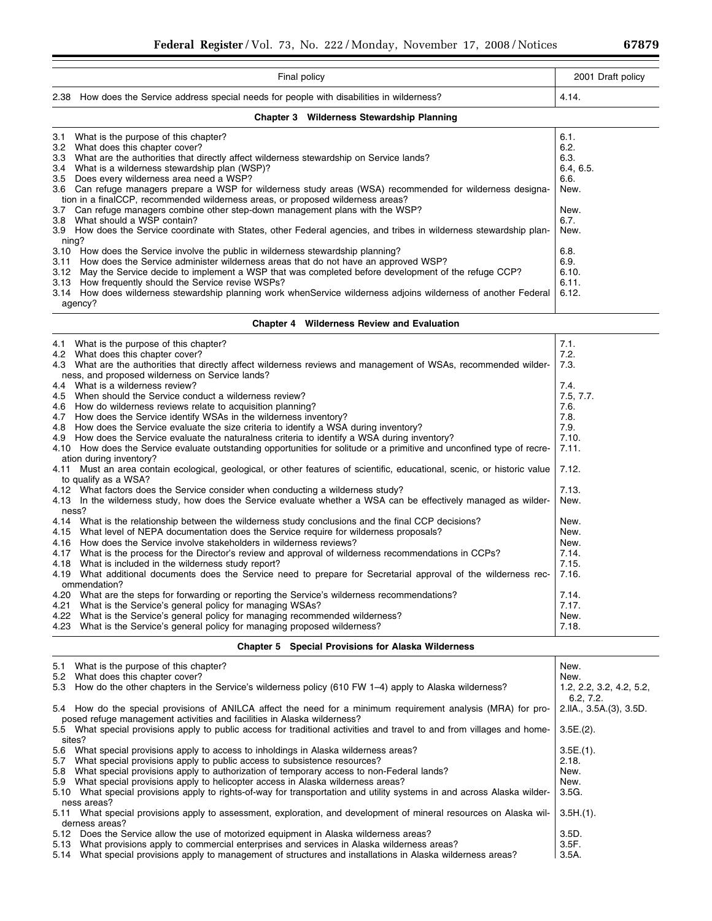| Final policy | 2001 Draft policy |
|---|---|
| 2.38 How does the Service address special needs for people with disabilities in wilderness? | 4.14. |
| **Chapter 3 Wilderness Stewardship Planning** | |
| 3.1 What is the purpose of this chapter? | 6.1. |
| 3.2 What does this chapter cover? | 6.2. |
| 3.3 What are the authorities that directly affect wilderness stewardship on Service lands? | 6.3. |
| 3.4 What is a wilderness stewardship plan (WSP)? | 6.4, 6.5. |
| 3.5 Does every wilderness area need a WSP? | 6.6. |
| 3.6 Can refuge managers prepare a WSP for wilderness study areas (WSA) recommended for wilderness designation in a finalCCP, recommended wilderness areas, or proposed wilderness areas? | New. |
| 3.7 Can refuge managers combine other step-down management plans with the WSP? | New. |
| 3.8 What should a WSP contain? | 6.7. |
| 3.9 How does the Service coordinate with States, other Federal agencies, and tribes in wilderness stewardship planning? | New. |
| 3.10 How does the Service involve the public in wilderness stewardship planning? | 6.8. |
| 3.11 How does the Service administer wilderness areas that do not have an approved WSP? | 6.9. |
| 3.12 May the Service decide to implement a WSP that was completed before development of the refuge CCP? | 6.10. |
| 3.13 How frequently should the Service revise WSPs? | 6.11. |
| 3.14 How does wilderness stewardship planning work whenService wilderness adjoins wilderness of another Federal agency? | 6.12. |
| **Chapter 4 Wilderness Review and Evaluation** | |
| 4.1 What is the purpose of this chapter? | 7.1. |
| 4.2 What does this chapter cover? | 7.2. |
| 4.3 What are the authorities that directly affect wilderness reviews and management of WSAs, recommended wilderness, and proposed wilderness on Service lands? | 7.3. |
| 4.4 What is a wilderness review? | 7.4. |
| 4.5 When should the Service conduct a wilderness review? | 7.5, 7.7. |
| 4.6 How do wilderness reviews relate to acquisition planning? | 7.6. |
| 4.7 How does the Service identify WSAs in the wilderness inventory? | 7.8. |
| 4.8 How does the Service evaluate the size criteria to identify a WSA during inventory? | 7.9. |
| 4.9 How does the Service evaluate the naturalness criteria to identify a WSA during inventory? | 7.10. |
| 4.10 How does the Service evaluate outstanding opportunities for solitude or a primitive and unconfined type of recreation during inventory? | 7.11. |
| 4.11 Must an area contain ecological, geological, or other features of scientific, educational, scenic, or historic value to qualify as a WSA? | 7.12. |
| 4.12 What factors does the Service consider when conducting a wilderness study? | 7.13. |
| 4.13 In the wilderness study, how does the Service evaluate whether a WSA can be effectively managed as wilderness? | New. |
| 4.14 What is the relationship between the wilderness study conclusions and the final CCP decisions? | New. |
| 4.15 What level of NEPA documentation does the Service require for wilderness proposals? | New. |
| 4.16 How does the Service involve stakeholders in wilderness reviews? | New. |
| 4.17 What is the process for the Director's review and approval of wilderness recommendations in CCPs? | 7.14. |
| 4.18 What is included in the wilderness study report? | 7.15. |
| 4.19 What additional documents does the Service need to prepare for Secretarial approval of the wilderness recommendation? | 7.16. |
| 4.20 What are the steps for forwarding or reporting the Service's wilderness recommendations? | 7.14. |
| 4.21 What is the Service's general policy for managing WSAs? | 7.17. |
| 4.22 What is the Service's general policy for managing recommended wilderness? | New. |
| 4.23 What is the Service's general policy for managing proposed wilderness? | 7.18. |
| **Chapter 5 Special Provisions for Alaska Wilderness** | |
| 5.1 What is the purpose of this chapter? | New. |
| 5.2 What does this chapter cover? | New. |
| 5.3 How do the other chapters in the Service's wilderness policy (610 FW 1–4) apply to Alaska wilderness? | 1.2, 2.2, 3.2, 4.2, 5.2, 6.2, 7.2. |
| 5.4 How do the special provisions of ANILCA affect the need for a minimum requirement analysis (MRA) for proposed refuge management activities and facilities in Alaska wilderness? | 2.IIA., 3.5A.(3), 3.5D. |
| 5.5 What special provisions apply to public access for traditional activities and travel to and from villages and homesites? | 3.5E.(2). |
| 5.6 What special provisions apply to access to inholdings in Alaska wilderness areas? | 3.5E.(1). |
| 5.7 What special provisions apply to public access to subsistence resources? | 2.18. |
| 5.8 What special provisions apply to authorization of temporary access to non-Federal lands? | New. |
| 5.9 What special provisions apply to helicopter access in Alaska wilderness areas? | New. |
| 5.10 What special provisions apply to rights-of-way for transportation and utility systems in and across Alaska wilderness areas? | 3.5G. |
| 5.11 What special provisions apply to assessment, exploration, and development of mineral resources on Alaska wilderness areas? | 3.5H.(1). |
| 5.12 Does the Service allow the use of motorized equipment in Alaska wilderness areas? | 3.5D. |
| 5.13 What provisions apply to commercial enterprises and services in Alaska wilderness areas? | 3.5F. |
| 5.14 What special provisions apply to management of structures and installations in Alaska wilderness areas? | 3.5A. |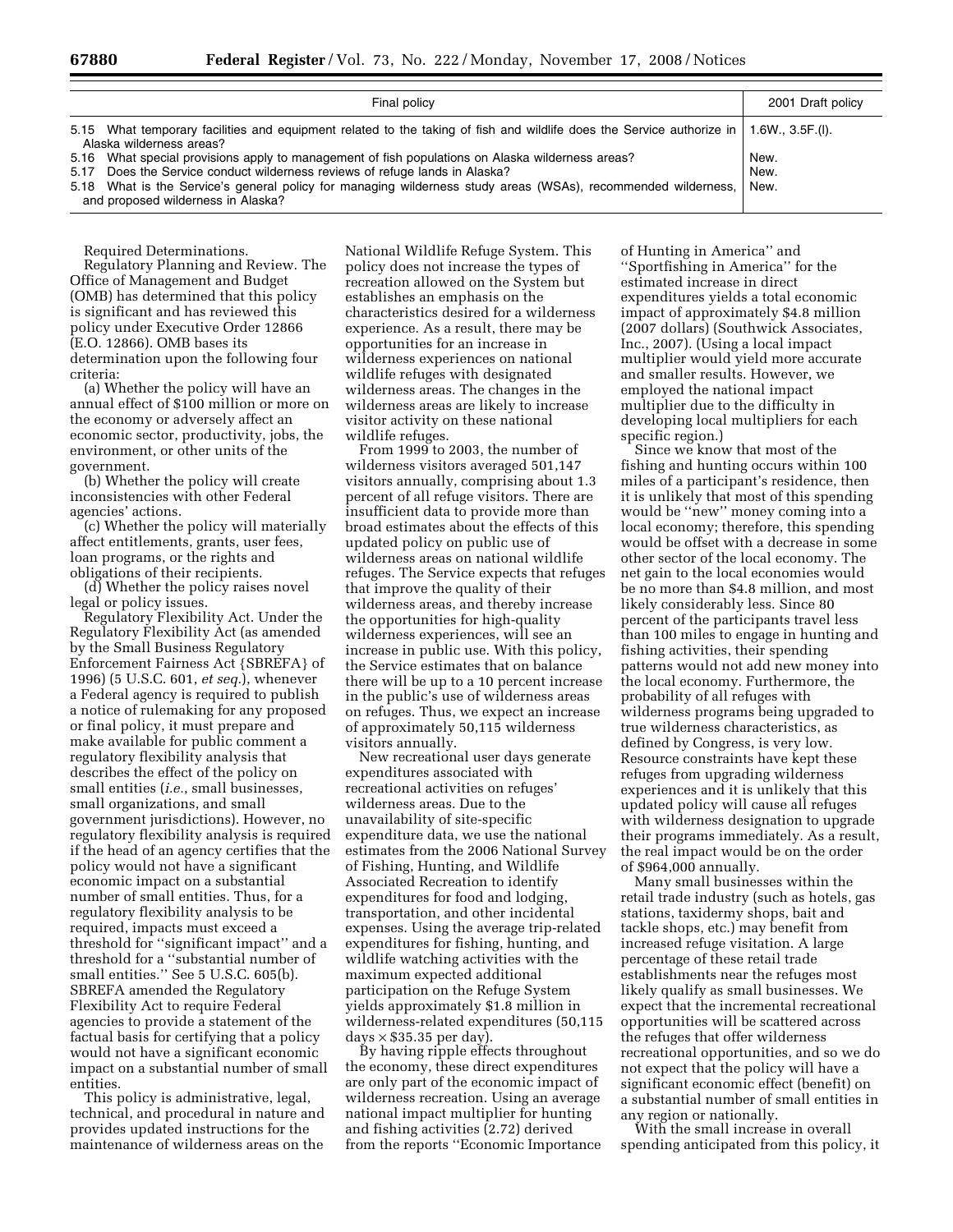| Final policy | 2001 Draft policy |
|---|---|
| 5.15 What temporary facilities and equipment related to the taking of fish and wildlife does the Service authorize in Alaska wilderness areas? | 1.6W., 3.5F.(l). |
| 5.16 What special provisions apply to management of fish populations on Alaska wilderness areas? | New. |
| 5.17 Does the Service conduct wilderness reviews of refuge lands in Alaska? | New. |
| 5.18 What is the Service's general policy for managing wilderness study areas (WSAs), recommended wilderness, and proposed wilderness in Alaska? | New. |

Required Determinations.

Regulatory Planning and Review. The Office of Management and Budget (OMB) has determined that this policy is significant and has reviewed this policy under Executive Order 12866 (E.O. 12866). OMB bases its determination upon the following four criteria:

(a) Whether the policy will have an annual effect of $100 million or more on the economy or adversely affect an economic sector, productivity, jobs, the environment, or other units of the government.

(b) Whether the policy will create inconsistencies with other Federal agencies' actions.

(c) Whether the policy will materially affect entitlements, grants, user fees, loan programs, or the rights and obligations of their recipients.

(d) Whether the policy raises novel legal or policy issues.

Regulatory Flexibility Act. Under the Regulatory Flexibility Act (as amended by the Small Business Regulatory Enforcement Fairness Act {SBREFA} of 1996) (5 U.S.C. 601, *et seq.*), whenever a Federal agency is required to publish a notice of rulemaking for any proposed or final policy, it must prepare and make available for public comment a regulatory flexibility analysis that describes the effect of the policy on small entities (*i.e.*, small businesses, small organizations, and small government jurisdictions). However, no regulatory flexibility analysis is required if the head of an agency certifies that the policy would not have a significant economic impact on a substantial number of small entities. Thus, for a regulatory flexibility analysis to be required, impacts must exceed a threshold for "significant impact" and a threshold for a "substantial number of small entities." See 5 U.S.C. 605(b). SBREFA amended the Regulatory Flexibility Act to require Federal agencies to provide a statement of the factual basis for certifying that a policy would not have a significant economic impact on a substantial number of small entities.

This policy is administrative, legal, technical, and procedural in nature and provides updated instructions for the maintenance of wilderness areas on the National Wildlife Refuge System. This policy does not increase the types of recreation allowed on the System but establishes an emphasis on the characteristics desired for a wilderness experience. As a result, there may be opportunities for an increase in wilderness experiences on national wildlife refuges with designated wilderness areas. The changes in the wilderness areas are likely to increase visitor activity on these national wildlife refuges.

From 1999 to 2003, the number of wilderness visitors averaged 501,147 visitors annually, comprising about 1.3 percent of all refuge visitors. There are insufficient data to provide more than broad estimates about the effects of this updated policy on public use of wilderness areas on national wildlife refuges. The Service expects that refuges that improve the quality of their wilderness areas, and thereby increase the opportunities for high-quality wilderness experiences, will see an increase in public use. With this policy, the Service estimates that on balance there will be up to a 10 percent increase in the public's use of wilderness areas on refuges. Thus, we expect an increase of approximately 50,115 wilderness visitors annually.

New recreational user days generate expenditures associated with recreational activities on refuges' wilderness areas. Due to the unavailability of site-specific expenditure data, we use the national estimates from the 2006 National Survey of Fishing, Hunting, and Wildlife Associated Recreation to identify expenditures for food and lodging, transportation, and other incidental expenses. Using the average trip-related expenditures for fishing, hunting, and wildlife watching activities with the maximum expected additional participation on the Refuge System yields approximately $1.8 million in wilderness-related expenditures (50,115 days × $35.35 per day).

By having ripple effects throughout the economy, these direct expenditures are only part of the economic impact of wilderness recreation. Using an average national impact multiplier for hunting and fishing activities (2.72) derived from the reports "Economic Importance of Hunting in America" and "Sportfishing in America" for the estimated increase in direct expenditures yields a total economic impact of approximately $4.8 million (2007 dollars) (Southwick Associates, Inc., 2007). (Using a local impact multiplier would yield more accurate and smaller results. However, we employed the national impact multiplier due to the difficulty in developing local multipliers for each specific region.)

Since we know that most of the fishing and hunting occurs within 100 miles of a participant's residence, then it is unlikely that most of this spending would be "new" money coming into a local economy; therefore, this spending would be offset with a decrease in some other sector of the local economy. The net gain to the local economies would be no more than $4.8 million, and most likely considerably less. Since 80 percent of the participants travel less than 100 miles to engage in hunting and fishing activities, their spending patterns would not add new money into the local economy. Furthermore, the probability of all refuges with wilderness programs being upgraded to true wilderness characteristics, as defined by Congress, is very low. Resource constraints have kept these refuges from upgrading wilderness experiences and it is unlikely that this updated policy will cause all refuges with wilderness designation to upgrade their programs immediately. As a result, the real impact would be on the order of $964,000 annually.

Many small businesses within the retail trade industry (such as hotels, gas stations, taxidermy shops, bait and tackle shops, etc.) may benefit from increased refuge visitation. A large percentage of these retail trade establishments near the refuges most likely qualify as small businesses. We expect that the incremental recreational opportunities will be scattered across the refuges that offer wilderness recreational opportunities, and so we do not expect that the policy will have a significant economic effect (benefit) on a substantial number of small entities in any region or nationally.

With the small increase in overall spending anticipated from this policy, it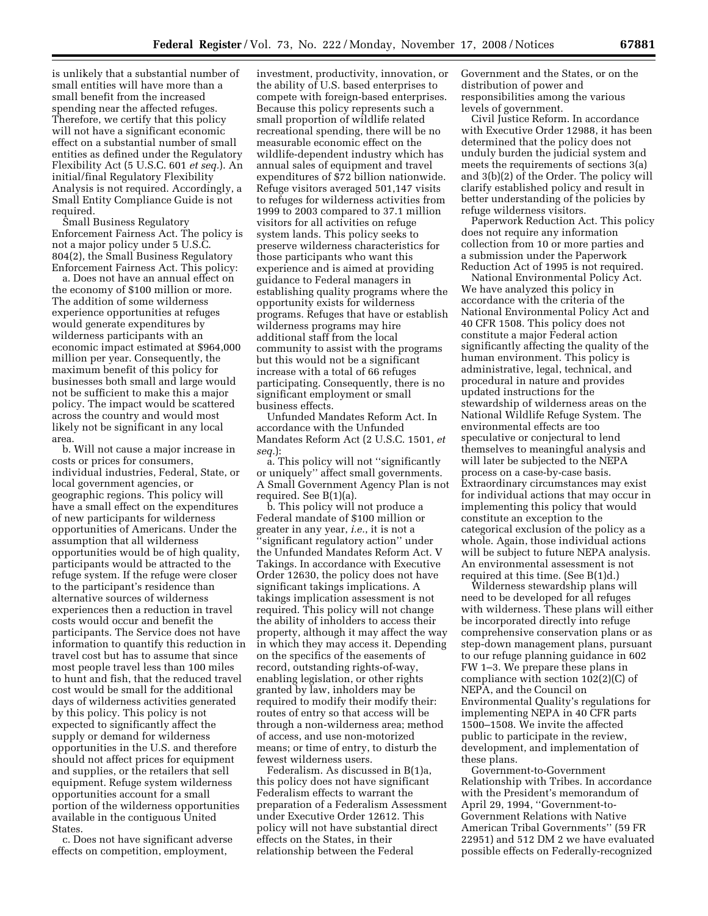is unlikely that a substantial number of small entities will have more than a small benefit from the increased spending near the affected refuges. Therefore, we certify that this policy will not have a significant economic effect on a substantial number of small entities as defined under the Regulatory Flexibility Act (5 U.S.C. 601 *et seq.*). An initial/final Regulatory Flexibility Analysis is not required. Accordingly, a Small Entity Compliance Guide is not required.

Small Business Regulatory Enforcement Fairness Act. The policy is not a major policy under 5 U.S.C. 804(2), the Small Business Regulatory Enforcement Fairness Act. This policy:

a. Does not have an annual effect on the economy of $100 million or more. The addition of some wilderness experience opportunities at refuges would generate expenditures by wilderness participants with an economic impact estimated at $964,000 million per year. Consequently, the maximum benefit of this policy for businesses both small and large would not be sufficient to make this a major policy. The impact would be scattered across the country and would most likely not be significant in any local area.

b. Will not cause a major increase in costs or prices for consumers, individual industries, Federal, State, or local government agencies, or geographic regions. This policy will have a small effect on the expenditures of new participants for wilderness opportunities of Americans. Under the assumption that all wilderness opportunities would be of high quality, participants would be attracted to the refuge system. If the refuge were closer to the participant's residence than alternative sources of wilderness experiences then a reduction in travel costs would occur and benefit the participants. The Service does not have information to quantify this reduction in travel cost but has to assume that since most people travel less than 100 miles to hunt and fish, that the reduced travel cost would be small for the additional days of wilderness activities generated by this policy. This policy is not expected to significantly affect the supply or demand for wilderness opportunities in the U.S. and therefore should not affect prices for equipment and supplies, or the retailers that sell equipment. Refuge system wilderness opportunities account for a small portion of the wilderness opportunities available in the contiguous United States.

c. Does not have significant adverse effects on competition, employment, investment, productivity, innovation, or the ability of U.S. based enterprises to compete with foreign-based enterprises. Because this policy represents such a small proportion of wildlife related recreational spending, there will be no measurable economic effect on the wildlife-dependent industry which has annual sales of equipment and travel expenditures of $72 billion nationwide. Refuge visitors averaged 501,147 visits to refuges for wilderness activities from 1999 to 2003 compared to 37.1 million visitors for all activities on refuge system lands. This policy seeks to preserve wilderness characteristics for those participants who want this experience and is aimed at providing guidance to Federal managers in establishing quality programs where the opportunity exists for wilderness programs. Refuges that have or establish wilderness programs may hire additional staff from the local community to assist with the programs but this would not be a significant increase with a total of 66 refuges participating. Consequently, there is no significant employment or small business effects.

Unfunded Mandates Reform Act. In accordance with the Unfunded Mandates Reform Act (2 U.S.C. 1501, *et seq.*):

a. This policy will not "significantly or uniquely" affect small governments. A Small Government Agency Plan is not required. See B(1)(a).

b. This policy will not produce a Federal mandate of $100 million or greater in any year, *i.e.*, it is not a "significant regulatory action" under the Unfunded Mandates Reform Act. V Takings. In accordance with Executive Order 12630, the policy does not have significant takings implications. A takings implication assessment is not required. This policy will not change the ability of inholders to access their property, although it may affect the way in which they may access it. Depending on the specifics of the easements of record, outstanding rights-of-way, enabling legislation, or other rights granted by law, inholders may be required to modify their modify their: routes of entry so that access will be through a non-wilderness area; method of access, and use non-motorized means; or time of entry, to disturb the fewest wilderness users.

Federalism. As discussed in B(1)a, this policy does not have significant Federalism effects to warrant the preparation of a Federalism Assessment under Executive Order 12612. This policy will not have substantial direct effects on the States, in their relationship between the Federal Government and the States, or on the distribution of power and responsibilities among the various levels of government.

Civil Justice Reform. In accordance with Executive Order 12988, it has been determined that the policy does not unduly burden the judicial system and meets the requirements of sections 3(a) and 3(b)(2) of the Order. The policy will clarify established policy and result in better understanding of the policies by refuge wilderness visitors.

Paperwork Reduction Act. This policy does not require any information collection from 10 or more parties and a submission under the Paperwork Reduction Act of 1995 is not required.

National Environmental Policy Act. We have analyzed this policy in accordance with the criteria of the National Environmental Policy Act and 40 CFR 1508. This policy does not constitute a major Federal action significantly affecting the quality of the human environment. This policy is administrative, legal, technical, and procedural in nature and provides updated instructions for the stewardship of wilderness areas on the National Wildlife Refuge System. The environmental effects are too speculative or conjectural to lend themselves to meaningful analysis and will later be subjected to the NEPA process on a case-by-case basis. Extraordinary circumstances may exist for individual actions that may occur in implementing this policy that would constitute an exception to the categorical exclusion of the policy as a whole. Again, those individual actions will be subject to future NEPA analysis. An environmental assessment is not required at this time. (See B(1)d.)

Wilderness stewardship plans will need to be developed for all refuges with wilderness. These plans will either be incorporated directly into refuge comprehensive conservation plans or as step-down management plans, pursuant to our refuge planning guidance in 602 FW 1–3. We prepare these plans in compliance with section 102(2)(C) of NEPA, and the Council on Environmental Quality's regulations for implementing NEPA in 40 CFR parts 1500–1508. We invite the affected public to participate in the review, development, and implementation of these plans.

Government-to-Government Relationship with Tribes. In accordance with the President's memorandum of April 29, 1994, "Government-to-Government Relations with Native American Tribal Governments" (59 FR 22951) and 512 DM 2 we have evaluated possible effects on Federally-recognized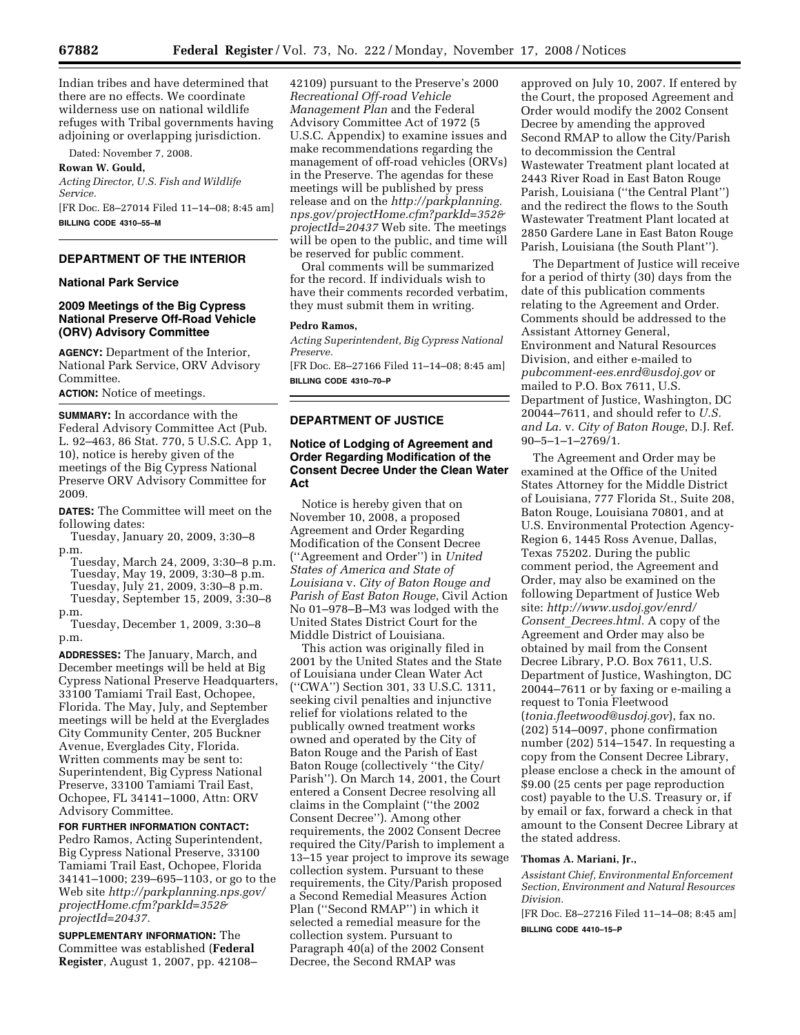Indian tribes and have determined that there are no effects. We coordinate wilderness use on national wildlife refuges with Tribal governments having adjoining or overlapping jurisdiction.

Dated: November 7, 2008.

**Rowan W. Gould,**

*Acting Director, U.S. Fish and Wildlife Service.*

[FR Doc. E8–27014 Filed 11–14–08; 8:45 am]

**BILLING CODE 4310–55–M**

## DEPARTMENT OF THE INTERIOR

### National Park Service

### 2009 Meetings of the Big Cypress National Preserve Off-Road Vehicle (ORV) Advisory Committee

**AGENCY:** Department of the Interior, National Park Service, ORV Advisory Committee.

**ACTION:** Notice of meetings.

**SUMMARY:** In accordance with the Federal Advisory Committee Act (Pub. L. 92–463, 86 Stat. 770, 5 U.S.C. App 1, 10), notice is hereby given of the meetings of the Big Cypress National Preserve ORV Advisory Committee for 2009.

**DATES:** The Committee will meet on the following dates:

Tuesday, January 20, 2009, 3:30–8 p.m.

Tuesday, March 24, 2009, 3:30–8 p.m.

Tuesday, May 19, 2009, 3:30–8 p.m.

Tuesday, July 21, 2009, 3:30–8 p.m.

Tuesday, September 15, 2009, 3:30–8 p.m.

Tuesday, December 1, 2009, 3:30–8 p.m.

**ADDRESSES:** The January, March, and December meetings will be held at Big Cypress National Preserve Headquarters, 33100 Tamiami Trail East, Ochopee, Florida. The May, July, and September meetings will be held at the Everglades City Community Center, 205 Buckner Avenue, Everglades City, Florida. Written comments may be sent to: Superintendent, Big Cypress National Preserve, 33100 Tamiami Trail East, Ochopee, FL 34141–1000, Attn: ORV Advisory Committee.

**FOR FURTHER INFORMATION CONTACT:** Pedro Ramos, Acting Superintendent, Big Cypress National Preserve, 33100 Tamiami Trail East, Ochopee, Florida 34141–1000; 239–695–1103, or go to the Web site *http://parkplanning.nps.gov/projectHome.cfm?parkId=352&projectId=20437.*

**SUPPLEMENTARY INFORMATION:** The Committee was established (**Federal Register**, August 1, 2007, pp. 42108–42109) pursuant to the Preserve's 2000 *Recreational Off-road Vehicle Management Plan* and the Federal Advisory Committee Act of 1972 (5 U.S.C. Appendix) to examine issues and make recommendations regarding the management of off-road vehicles (ORVs) in the Preserve. The agendas for these meetings will be published by press release and on the *http://parkplanning.nps.gov/projectHome.cfm?parkId=352&projectId=20437* Web site. The meetings will be open to the public, and time will be reserved for public comment.

Oral comments will be summarized for the record. If individuals wish to have their comments recorded verbatim, they must submit them in writing.

**Pedro Ramos,**

*Acting Superintendent, Big Cypress National Preserve.*

[FR Doc. E8–27166 Filed 11–14–08; 8:45 am]

**BILLING CODE 4310–70–P**

## DEPARTMENT OF JUSTICE

### Notice of Lodging of Agreement and Order Regarding Modification of the Consent Decree Under the Clean Water Act

Notice is hereby given that on November 10, 2008, a proposed Agreement and Order Regarding Modification of the Consent Decree (''Agreement and Order'') in *United States of America and State of Louisiana* v. *City of Baton Rouge and Parish of East Baton Rouge*, Civil Action No 01–978–B–M3 was lodged with the United States District Court for the Middle District of Louisiana.

This action was originally filed in 2001 by the United States and the State of Louisiana under Clean Water Act (''CWA'') Section 301, 33 U.S.C. 1311, seeking civil penalties and injunctive relief for violations related to the publically owned treatment works owned and operated by the City of Baton Rouge and the Parish of East Baton Rouge (collectively ''the City/Parish''). On March 14, 2001, the Court entered a Consent Decree resolving all claims in the Complaint (''the 2002 Consent Decree''). Among other requirements, the 2002 Consent Decree required the City/Parish to implement a 13–15 year project to improve its sewage collection system. Pursuant to these requirements, the City/Parish proposed a Second Remedial Measures Action Plan (''Second RMAP'') in which it selected a remedial measure for the collection system. Pursuant to Paragraph 40(a) of the 2002 Consent Decree, the Second RMAP was approved on July 10, 2007. If entered by the Court, the proposed Agreement and Order would modify the 2002 Consent Decree by amending the approved Second RMAP to allow the City/Parish to decommission the Central Wastewater Treatment plant located at 2443 River Road in East Baton Rouge Parish, Louisiana (''the Central Plant'') and the redirect the flows to the South Wastewater Treatment Plant located at 2850 Gardere Lane in East Baton Rouge Parish, Louisiana (the South Plant'').

The Department of Justice will receive for a period of thirty (30) days from the date of this publication comments relating to the Agreement and Order. Comments should be addressed to the Assistant Attorney General, Environment and Natural Resources Division, and either e-mailed to *pubcomment-ees.enrd@usdoj.gov* or mailed to P.O. Box 7611, U.S. Department of Justice, Washington, DC 20044–7611, and should refer to *U.S. and La.* v. *City of Baton Rouge*, D.J. Ref. 90–5–1–1–2769/1.

The Agreement and Order may be examined at the Office of the United States Attorney for the Middle District of Louisiana, 777 Florida St., Suite 208, Baton Rouge, Louisiana 70801, and at U.S. Environmental Protection Agency-Region 6, 1445 Ross Avenue, Dallas, Texas 75202. During the public comment period, the Agreement and Order, may also be examined on the following Department of Justice Web site: *http://www.usdoj.gov/enrd/Consent_Decrees.html.* A copy of the Agreement and Order may also be obtained by mail from the Consent Decree Library, P.O. Box 7611, U.S. Department of Justice, Washington, DC 20044–7611 or by faxing or e-mailing a request to Tonia Fleetwood (*tonia.fleetwood@usdoj.gov*), fax no. (202) 514–0097, phone confirmation number (202) 514–1547. In requesting a copy from the Consent Decree Library, please enclose a check in the amount of $9.00 (25 cents per page reproduction cost) payable to the U.S. Treasury or, if by email or fax, forward a check in that amount to the Consent Decree Library at the stated address.

**Thomas A. Mariani, Jr.,**

*Assistant Chief, Environmental Enforcement Section, Environment and Natural Resources Division.*

[FR Doc. E8–27216 Filed 11–14–08; 8:45 am]

**BILLING CODE 4410–15–P**